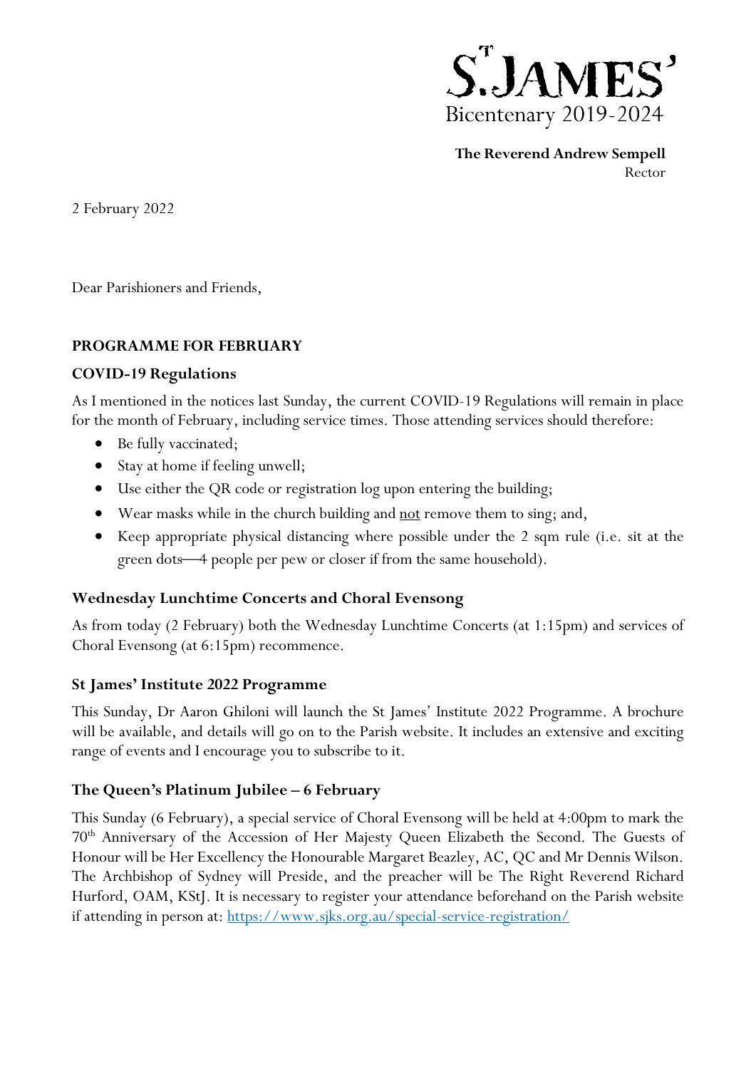S^T JAMES'
Bicentenary 2019-2024

**The Reverend Andrew Sempell**
Rector

2 February 2022

Dear Parishioners and Friends,

## PROGRAMME FOR FEBRUARY

### COVID-19 Regulations

As I mentioned in the notices last Sunday, the current COVID-19 Regulations will remain in place for the month of February, including service times. Those attending services should therefore:

- Be fully vaccinated;
- Stay at home if feeling unwell;
- Use either the QR code or registration log upon entering the building;
- Wear masks while in the church building and not remove them to sing; and,
- Keep appropriate physical distancing where possible under the 2 sqm rule (i.e. sit at the green dots—4 people per pew or closer if from the same household).

### Wednesday Lunchtime Concerts and Choral Evensong

As from today (2 February) both the Wednesday Lunchtime Concerts (at 1:15pm) and services of Choral Evensong (at 6:15pm) recommence.

### St James' Institute 2022 Programme

This Sunday, Dr Aaron Ghiloni will launch the St James' Institute 2022 Programme. A brochure will be available, and details will go on to the Parish website. It includes an extensive and exciting range of events and I encourage you to subscribe to it.

### The Queen's Platinum Jubilee – 6 February

This Sunday (6 February), a special service of Choral Evensong will be held at 4:00pm to mark the 70th Anniversary of the Accession of Her Majesty Queen Elizabeth the Second. The Guests of Honour will be Her Excellency the Honourable Margaret Beazley, AC, QC and Mr Dennis Wilson. The Archbishop of Sydney will Preside, and the preacher will be The Right Reverend Richard Hurford, OAM, KStJ. It is necessary to register your attendance beforehand on the Parish website if attending in person at: https://www.sjks.org.au/special-service-registration/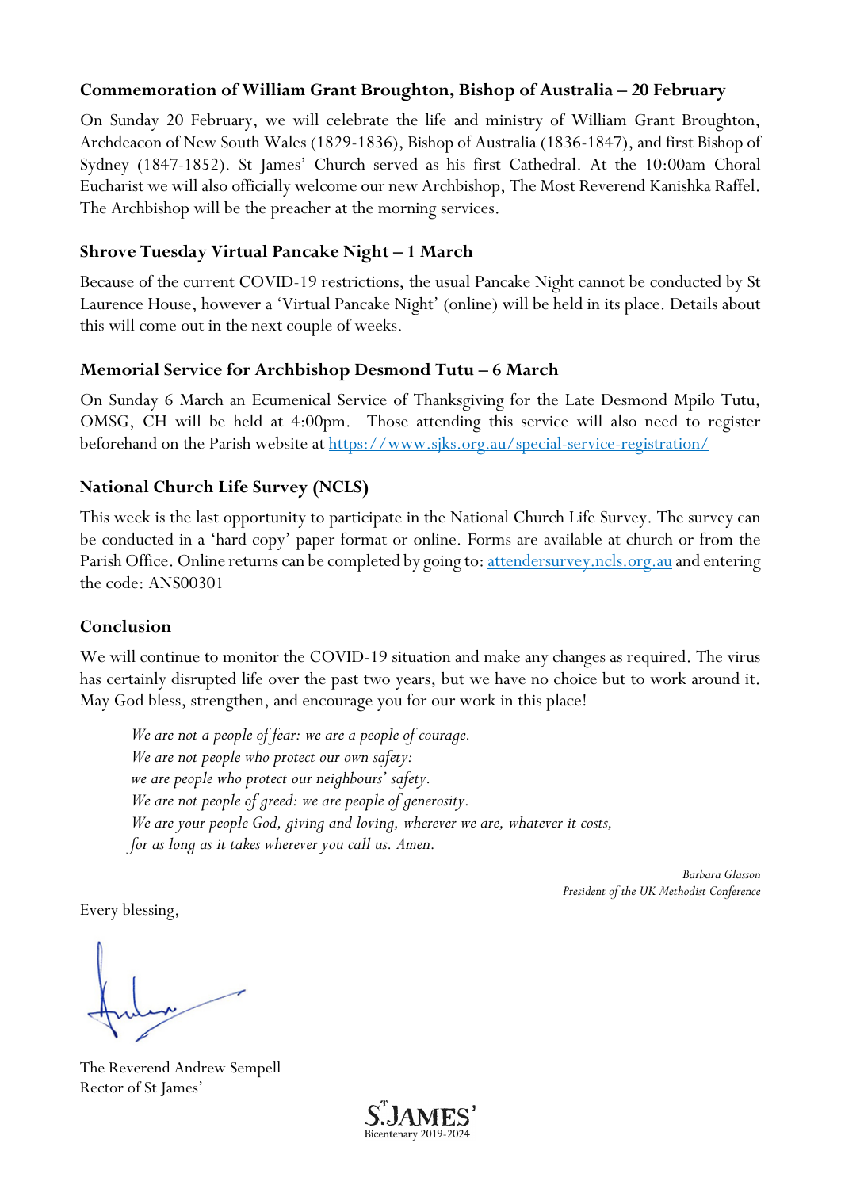### Commemoration of William Grant Broughton, Bishop of Australia – 20 February

On Sunday 20 February, we will celebrate the life and ministry of William Grant Broughton, Archdeacon of New South Wales (1829-1836), Bishop of Australia (1836-1847), and first Bishop of Sydney (1847-1852). St James' Church served as his first Cathedral. At the 10:00am Choral Eucharist we will also officially welcome our new Archbishop, The Most Reverend Kanishka Raffel. The Archbishop will be the preacher at the morning services.

### Shrove Tuesday Virtual Pancake Night – 1 March

Because of the current COVID-19 restrictions, the usual Pancake Night cannot be conducted by St Laurence House, however a 'Virtual Pancake Night' (online) will be held in its place. Details about this will come out in the next couple of weeks.

### Memorial Service for Archbishop Desmond Tutu – 6 March

On Sunday 6 March an Ecumenical Service of Thanksgiving for the Late Desmond Mpilo Tutu, OMSG, CH will be held at 4:00pm. Those attending this service will also need to register beforehand on the Parish website at https://www.sjks.org.au/special-service-registration/

### National Church Life Survey (NCLS)

This week is the last opportunity to participate in the National Church Life Survey. The survey can be conducted in a 'hard copy' paper format or online. Forms are available at church or from the Parish Office. Online returns can be completed by going to: attendersurvey.ncls.org.au and entering the code: ANS00301

### Conclusion

We will continue to monitor the COVID-19 situation and make any changes as required. The virus has certainly disrupted life over the past two years, but we have no choice but to work around it. May God bless, strengthen, and encourage you for our work in this place!

> *We are not a people of fear: we are a people of courage.*
> *We are not people who protect our own safety:*
> *we are people who protect our neighbours' safety.*
> *We are not people of greed: we are people of generosity.*
> *We are your people God, giving and loving, wherever we are, whatever it costs,*
> *for as long as it takes wherever you call us. Amen.*

*Barbara Glasson*
*President of the UK Methodist Conference*

Every blessing,

The Reverend Andrew Sempell
Rector of St James'

St James' Bicentenary 2019-2024